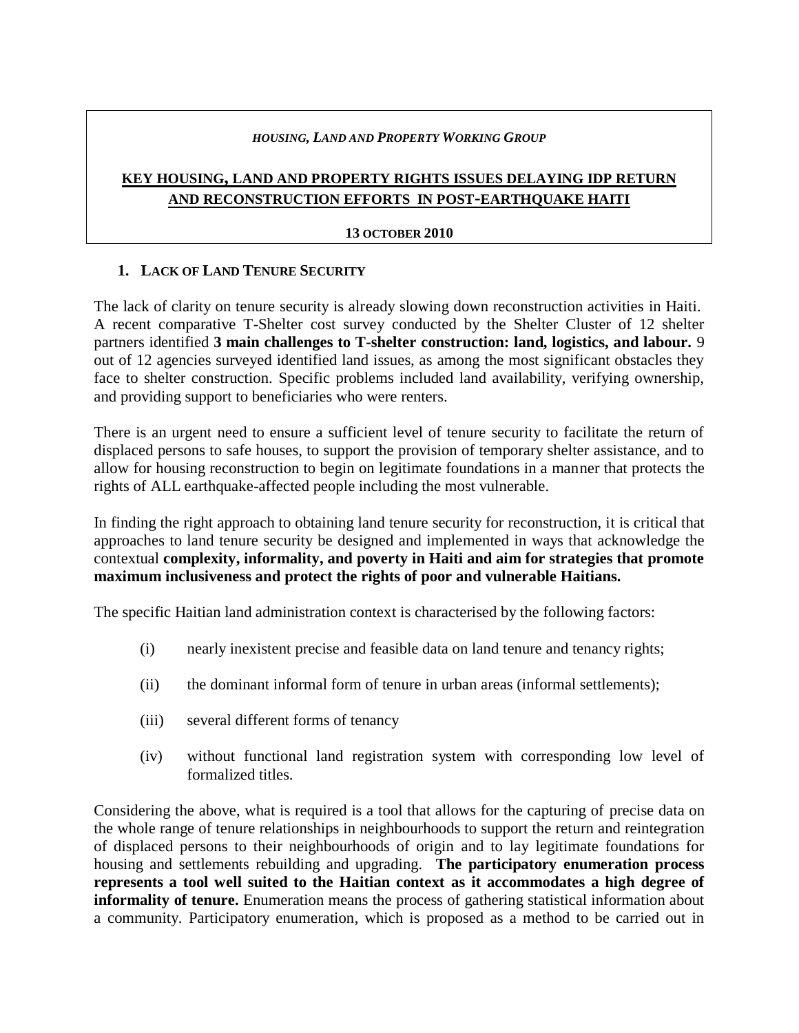*HOUSING, LAND AND PROPERTY WORKING GROUP*

# KEY HOUSING, LAND AND PROPERTY RIGHTS ISSUES DELAYING IDP RETURN AND RECONSTRUCTION EFFORTS IN POST-EARTHQUAKE HAITI

**13 OCTOBER 2010**

## 1. LACK OF LAND TENURE SECURITY

The lack of clarity on tenure security is already slowing down reconstruction activities in Haiti. A recent comparative T-Shelter cost survey conducted by the Shelter Cluster of 12 shelter partners identified **3 main challenges to T-shelter construction: land, logistics, and labour.** 9 out of 12 agencies surveyed identified land issues, as among the most significant obstacles they face to shelter construction. Specific problems included land availability, verifying ownership, and providing support to beneficiaries who were renters.

There is an urgent need to ensure a sufficient level of tenure security to facilitate the return of displaced persons to safe houses, to support the provision of temporary shelter assistance, and to allow for housing reconstruction to begin on legitimate foundations in a manner that protects the rights of ALL earthquake-affected people including the most vulnerable.

In finding the right approach to obtaining land tenure security for reconstruction, it is critical that approaches to land tenure security be designed and implemented in ways that acknowledge the contextual **complexity, informality, and poverty in Haiti and aim for strategies that promote maximum inclusiveness and protect the rights of poor and vulnerable Haitians.**

The specific Haitian land administration context is characterised by the following factors:

(i) nearly inexistent precise and feasible data on land tenure and tenancy rights;

(ii) the dominant informal form of tenure in urban areas (informal settlements);

(iii) several different forms of tenancy

(iv) without functional land registration system with corresponding low level of formalized titles.

Considering the above, what is required is a tool that allows for the capturing of precise data on the whole range of tenure relationships in neighbourhoods to support the return and reintegration of displaced persons to their neighbourhoods of origin and to lay legitimate foundations for housing and settlements rebuilding and upgrading. **The participatory enumeration process represents a tool well suited to the Haitian context as it accommodates a high degree of informality of tenure.** Enumeration means the process of gathering statistical information about a community. Participatory enumeration, which is proposed as a method to be carried out in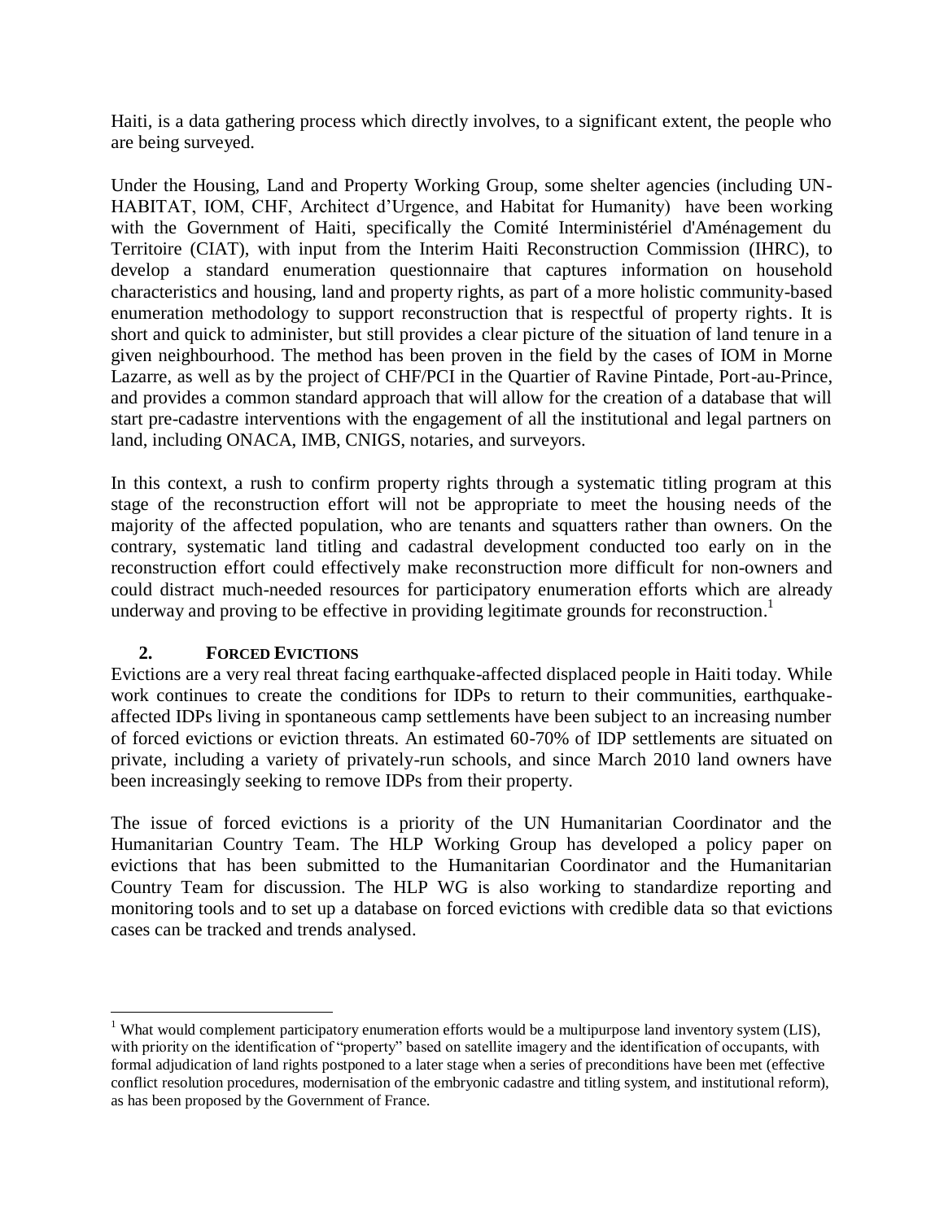Haiti, is a data gathering process which directly involves, to a significant extent, the people who are being surveyed.

Under the Housing, Land and Property Working Group, some shelter agencies (including UN-HABITAT, IOM, CHF, Architect d'Urgence, and Habitat for Humanity) have been working with the Government of Haiti, specifically the Comité Interministériel d'Aménagement du Territoire (CIAT), with input from the Interim Haiti Reconstruction Commission (IHRC), to develop a standard enumeration questionnaire that captures information on household characteristics and housing, land and property rights, as part of a more holistic community-based enumeration methodology to support reconstruction that is respectful of property rights. It is short and quick to administer, but still provides a clear picture of the situation of land tenure in a given neighbourhood. The method has been proven in the field by the cases of IOM in Morne Lazarre, as well as by the project of CHF/PCI in the Quartier of Ravine Pintade, Port-au-Prince, and provides a common standard approach that will allow for the creation of a database that will start pre-cadastre interventions with the engagement of all the institutional and legal partners on land, including ONACA, IMB, CNIGS, notaries, and surveyors.

In this context, a rush to confirm property rights through a systematic titling program at this stage of the reconstruction effort will not be appropriate to meet the housing needs of the majority of the affected population, who are tenants and squatters rather than owners. On the contrary, systematic land titling and cadastral development conducted too early on in the reconstruction effort could effectively make reconstruction more difficult for non-owners and could distract much-needed resources for participatory enumeration efforts which are already underway and proving to be effective in providing legitimate grounds for reconstruction.[1]

## 2. FORCED EVICTIONS

Evictions are a very real threat facing earthquake-affected displaced people in Haiti today. While work continues to create the conditions for IDPs to return to their communities, earthquake-affected IDPs living in spontaneous camp settlements have been subject to an increasing number of forced evictions or eviction threats. An estimated 60-70% of IDP settlements are situated on private, including a variety of privately-run schools, and since March 2010 land owners have been increasingly seeking to remove IDPs from their property.

The issue of forced evictions is a priority of the UN Humanitarian Coordinator and the Humanitarian Country Team. The HLP Working Group has developed a policy paper on evictions that has been submitted to the Humanitarian Coordinator and the Humanitarian Country Team for discussion. The HLP WG is also working to standardize reporting and monitoring tools and to set up a database on forced evictions with credible data so that evictions cases can be tracked and trends analysed.

---

[1] What would complement participatory enumeration efforts would be a multipurpose land inventory system (LIS), with priority on the identification of "property" based on satellite imagery and the identification of occupants, with formal adjudication of land rights postponed to a later stage when a series of preconditions have been met (effective conflict resolution procedures, modernisation of the embryonic cadastre and titling system, and institutional reform), as has been proposed by the Government of France.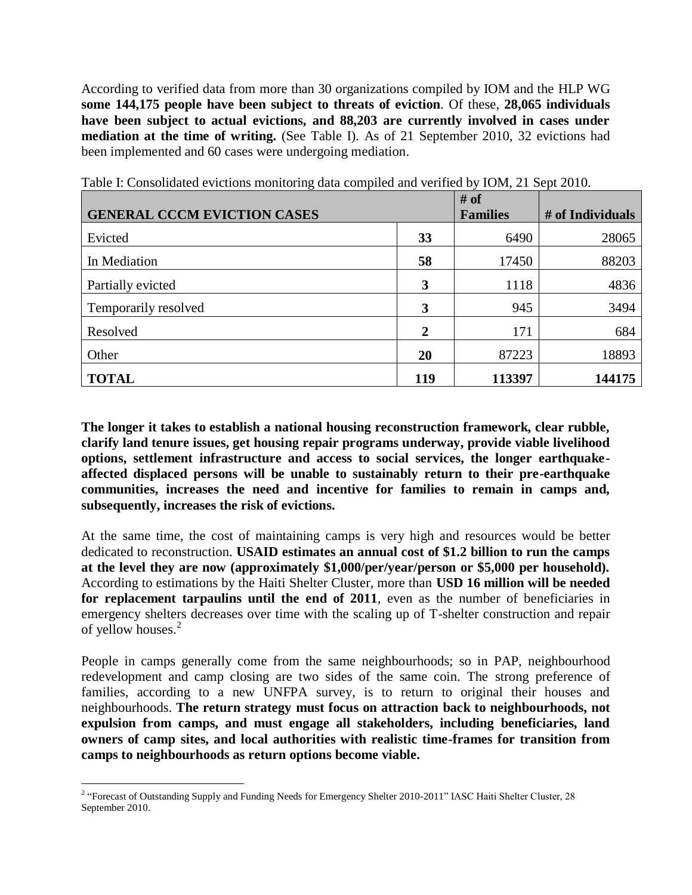According to verified data from more than 30 organizations compiled by IOM and the HLP WG **some 144,175 people have been subject to threats of eviction**. Of these, **28,065 individuals have been subject to actual evictions, and 88,203 are currently involved in cases under mediation at the time of writing.** (See Table I). As of 21 September 2010, 32 evictions had been implemented and 60 cases were undergoing mediation.

Table I: Consolidated evictions monitoring data compiled and verified by IOM, 21 Sept 2010.

| **GENERAL CCCM EVICTION CASES** | | **# of Families** | **# of Individuals** |
|---|---|---|---|
| Evicted | **33** | 6490 | 28065 |
| In Mediation | **58** | 17450 | 88203 |
| Partially evicted | **3** | 1118 | 4836 |
| Temporarily resolved | **3** | 945 | 3494 |
| Resolved | **2** | 171 | 684 |
| Other | **20** | 87223 | 18893 |
| **TOTAL** | **119** | **113397** | **144175** |

**The longer it takes to establish a national housing reconstruction framework, clear rubble, clarify land tenure issues, get housing repair programs underway, provide viable livelihood options, settlement infrastructure and access to social services, the longer earthquake-affected displaced persons will be unable to sustainably return to their pre-earthquake communities, increases the need and incentive for families to remain in camps and, subsequently, increases the risk of evictions.**

At the same time, the cost of maintaining camps is very high and resources would be better dedicated to reconstruction. **USAID estimates an annual cost of $1.2 billion to run the camps at the level they are now (approximately $1,000/per/year/person or $5,000 per household).** According to estimations by the Haiti Shelter Cluster, more than **USD 16 million will be needed for replacement tarpaulins until the end of 2011**, even as the number of beneficiaries in emergency shelters decreases over time with the scaling up of T-shelter construction and repair of yellow houses.[2]

People in camps generally come from the same neighbourhoods; so in PAP, neighbourhood redevelopment and camp closing are two sides of the same coin. The strong preference of families, according to a new UNFPA survey, is to return to original their houses and neighbourhoods. **The return strategy must focus on attraction back to neighbourhoods, not expulsion from camps, and must engage all stakeholders, including beneficiaries, land owners of camp sites, and local authorities with realistic time-frames for transition from camps to neighbourhoods as return options become viable.**

[2] "Forecast of Outstanding Supply and Funding Needs for Emergency Shelter 2010-2011" IASC Haiti Shelter Cluster, 28 September 2010.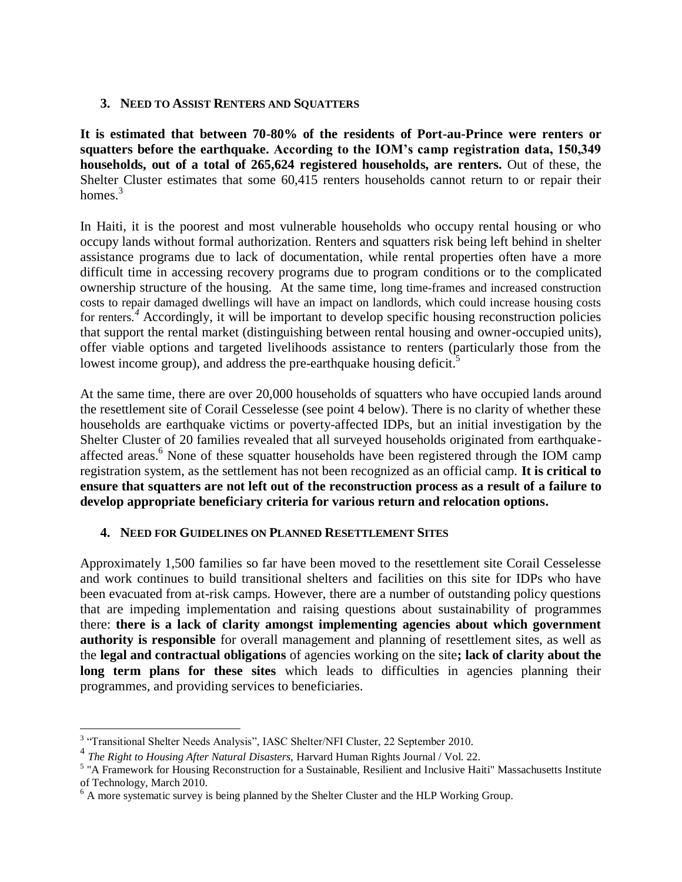### 3. Need to Assist Renters and Squatters

**It is estimated that between 70-80% of the residents of Port-au-Prince were renters or squatters before the earthquake. According to the IOM's camp registration data, 150,349 households, out of a total of 265,624 registered households, are renters.** Out of these, the Shelter Cluster estimates that some 60,415 renters households cannot return to or repair their homes.[3]

In Haiti, it is the poorest and most vulnerable households who occupy rental housing or who occupy lands without formal authorization. Renters and squatters risk being left behind in shelter assistance programs due to lack of documentation, while rental properties often have a more difficult time in accessing recovery programs due to program conditions or to the complicated ownership structure of the housing. At the same time, long time-frames and increased construction costs to repair damaged dwellings will have an impact on landlords, which could increase housing costs for renters.[4] Accordingly, it will be important to develop specific housing reconstruction policies that support the rental market (distinguishing between rental housing and owner-occupied units), offer viable options and targeted livelihoods assistance to renters (particularly those from the lowest income group), and address the pre-earthquake housing deficit.[5]

At the same time, there are over 20,000 households of squatters who have occupied lands around the resettlement site of Corail Cesselesse (see point 4 below). There is no clarity of whether these households are earthquake victims or poverty-affected IDPs, but an initial investigation by the Shelter Cluster of 20 families revealed that all surveyed households originated from earthquake-affected areas.[6] None of these squatter households have been registered through the IOM camp registration system, as the settlement has not been recognized as an official camp. **It is critical to ensure that squatters are not left out of the reconstruction process as a result of a failure to develop appropriate beneficiary criteria for various return and relocation options.**

### 4. Need for Guidelines on Planned Resettlement Sites

Approximately 1,500 families so far have been moved to the resettlement site Corail Cesselesse and work continues to build transitional shelters and facilities on this site for IDPs who have been evacuated from at-risk camps. However, there are a number of outstanding policy questions that are impeding implementation and raising questions about sustainability of programmes there: **there is a lack of clarity amongst implementing agencies about which government authority is responsible** for overall management and planning of resettlement sites, as well as the **legal and contractual obligations** of agencies working on the site**; lack of clarity about the long term plans for these sites** which leads to difficulties in agencies planning their programmes, and providing services to beneficiaries.

---

[3] "Transitional Shelter Needs Analysis", IASC Shelter/NFI Cluster, 22 September 2010.

[4] *The Right to Housing After Natural Disasters,* Harvard Human Rights Journal / Vol. 22.

[5] "A Framework for Housing Reconstruction for a Sustainable, Resilient and Inclusive Haiti" Massachusetts Institute of Technology, March 2010.

[6] A more systematic survey is being planned by the Shelter Cluster and the HLP Working Group.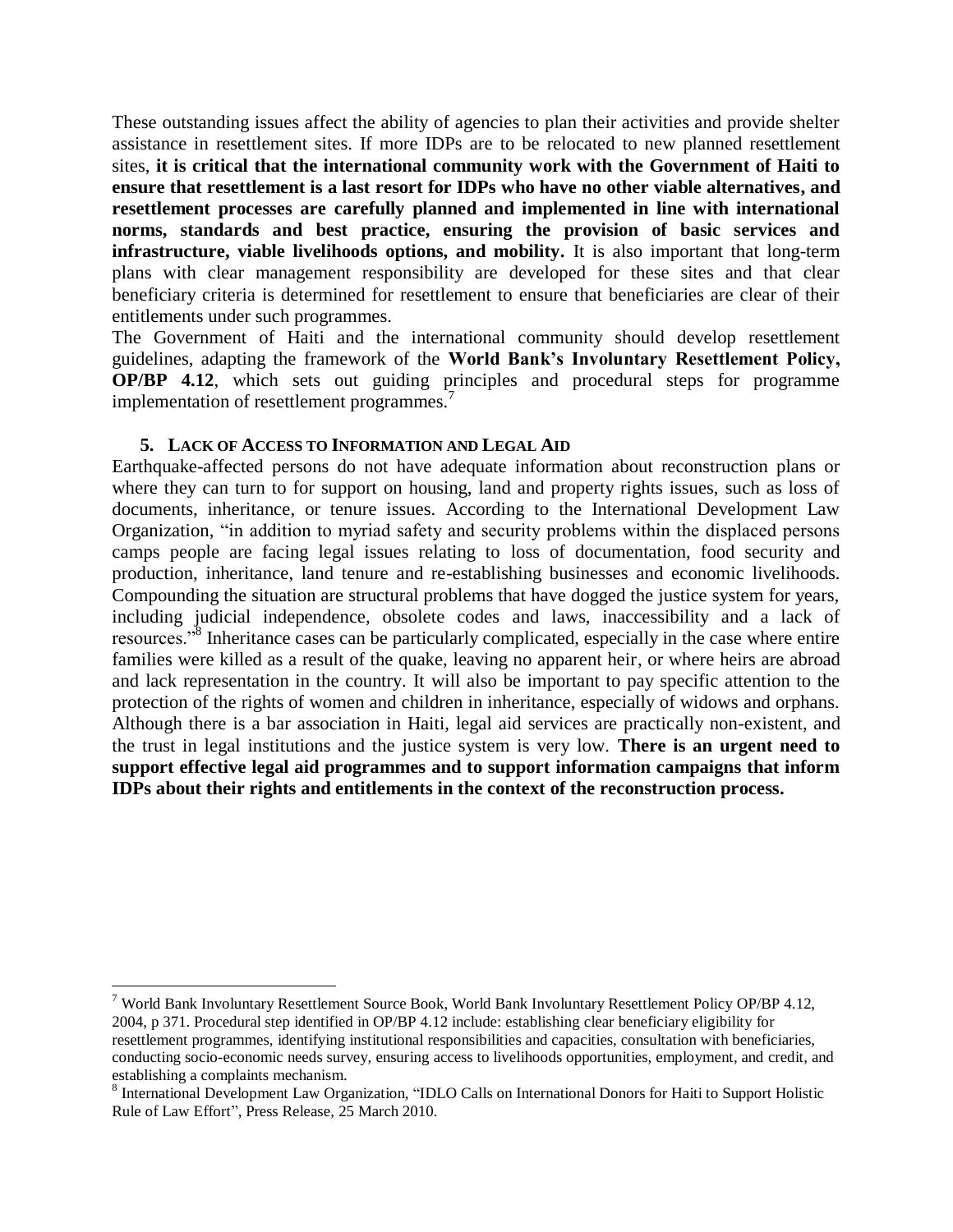These outstanding issues affect the ability of agencies to plan their activities and provide shelter assistance in resettlement sites. If more IDPs are to be relocated to new planned resettlement sites, **it is critical that the international community work with the Government of Haiti to ensure that resettlement is a last resort for IDPs who have no other viable alternatives, and resettlement processes are carefully planned and implemented in line with international norms, standards and best practice, ensuring the provision of basic services and infrastructure, viable livelihoods options, and mobility.** It is also important that long-term plans with clear management responsibility are developed for these sites and that clear beneficiary criteria is determined for resettlement to ensure that beneficiaries are clear of their entitlements under such programmes.

The Government of Haiti and the international community should develop resettlement guidelines, adapting the framework of the **World Bank's Involuntary Resettlement Policy, OP/BP 4.12**, which sets out guiding principles and procedural steps for programme implementation of resettlement programmes.[7]

## 5. Lack of Access to Information and Legal Aid

Earthquake-affected persons do not have adequate information about reconstruction plans or where they can turn to for support on housing, land and property rights issues, such as loss of documents, inheritance, or tenure issues. According to the International Development Law Organization, "in addition to myriad safety and security problems within the displaced persons camps people are facing legal issues relating to loss of documentation, food security and production, inheritance, land tenure and re-establishing businesses and economic livelihoods. Compounding the situation are structural problems that have dogged the justice system for years, including judicial independence, obsolete codes and laws, inaccessibility and a lack of resources."[8] Inheritance cases can be particularly complicated, especially in the case where entire families were killed as a result of the quake, leaving no apparent heir, or where heirs are abroad and lack representation in the country. It will also be important to pay specific attention to the protection of the rights of women and children in inheritance, especially of widows and orphans. Although there is a bar association in Haiti, legal aid services are practically non-existent, and the trust in legal institutions and the justice system is very low. **There is an urgent need to support effective legal aid programmes and to support information campaigns that inform IDPs about their rights and entitlements in the context of the reconstruction process.**

---

[7] World Bank Involuntary Resettlement Source Book, World Bank Involuntary Resettlement Policy OP/BP 4.12, 2004, p 371. Procedural step identified in OP/BP 4.12 include: establishing clear beneficiary eligibility for resettlement programmes, identifying institutional responsibilities and capacities, consultation with beneficiaries, conducting socio-economic needs survey, ensuring access to livelihoods opportunities, employment, and credit, and establishing a complaints mechanism.

[8] International Development Law Organization, "IDLO Calls on International Donors for Haiti to Support Holistic Rule of Law Effort", Press Release, 25 March 2010.